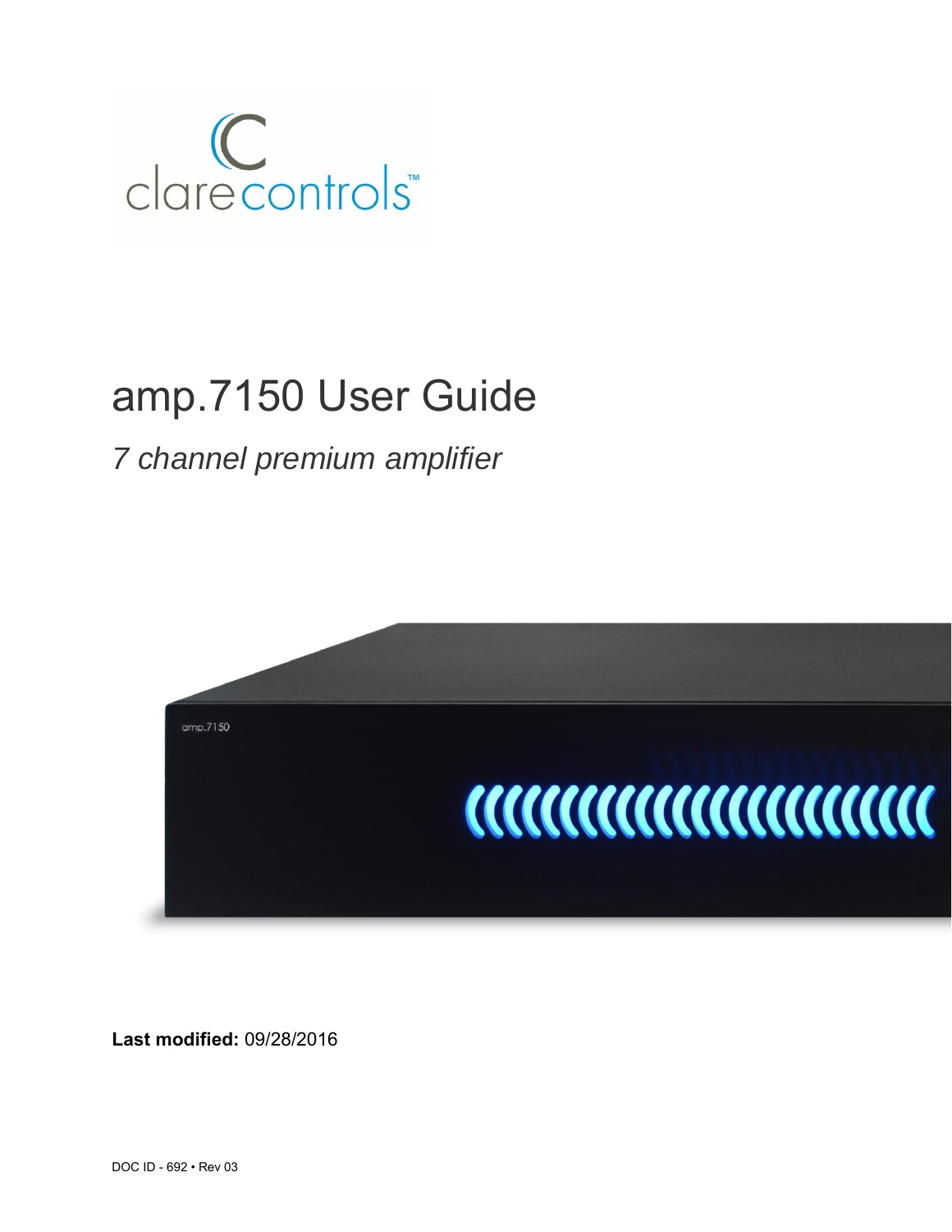# amp.7150 User Guide

*7 channel premium amplifier*

**Last modified:** 09/28/2016

DOC ID - 692 • Rev 03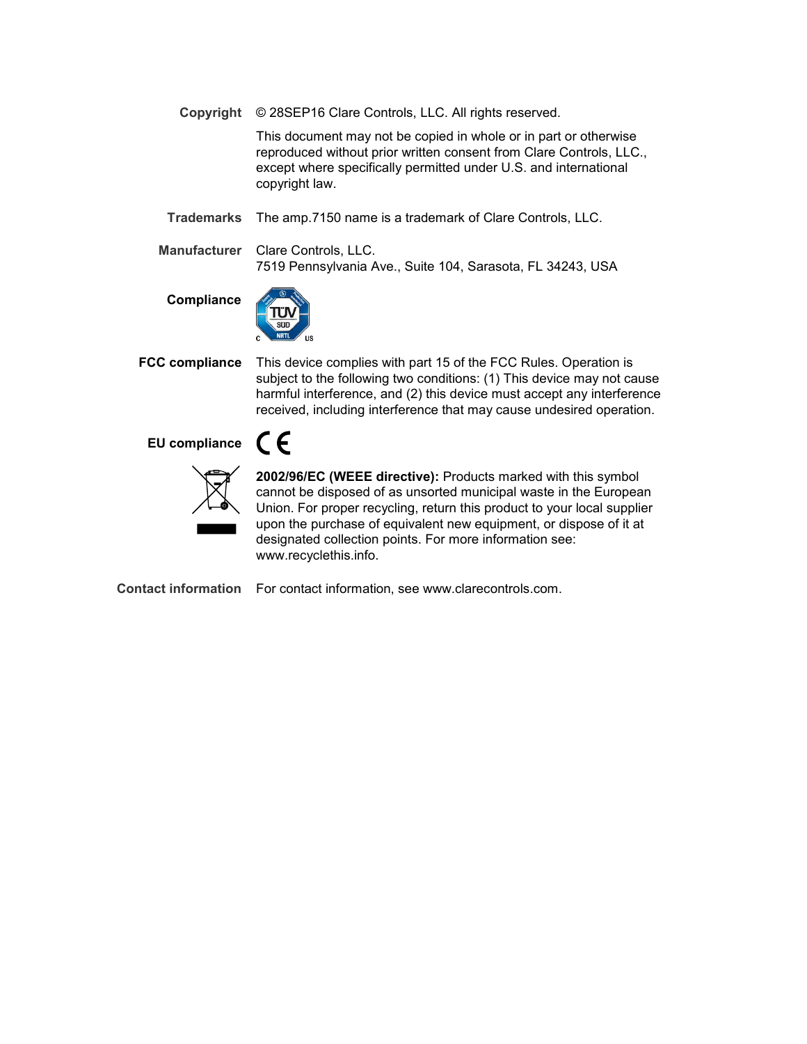**Copyright** © 28SEP16 Clare Controls, LLC. All rights reserved.

This document may not be copied in whole or in part or otherwise reproduced without prior written consent from Clare Controls, LLC., except where specifically permitted under U.S. and international copyright law.

**Trademarks** The amp.7150 name is a trademark of Clare Controls, LLC.

**Manufacturer** Clare Controls, LLC.
7519 Pennsylvania Ave., Suite 104, Sarasota, FL 34243, USA

**Compliance**

**FCC compliance** This device complies with part 15 of the FCC Rules. Operation is subject to the following two conditions: (1) This device may not cause harmful interference, and (2) this device must accept any interference received, including interference that may cause undesired operation.

**EU compliance** CE

**2002/96/EC (WEEE directive):** Products marked with this symbol cannot be disposed of as unsorted municipal waste in the European Union. For proper recycling, return this product to your local supplier upon the purchase of equivalent new equipment, or dispose of it at designated collection points. For more information see: www.recyclethis.info.

**Contact information** For contact information, see www.clarecontrols.com.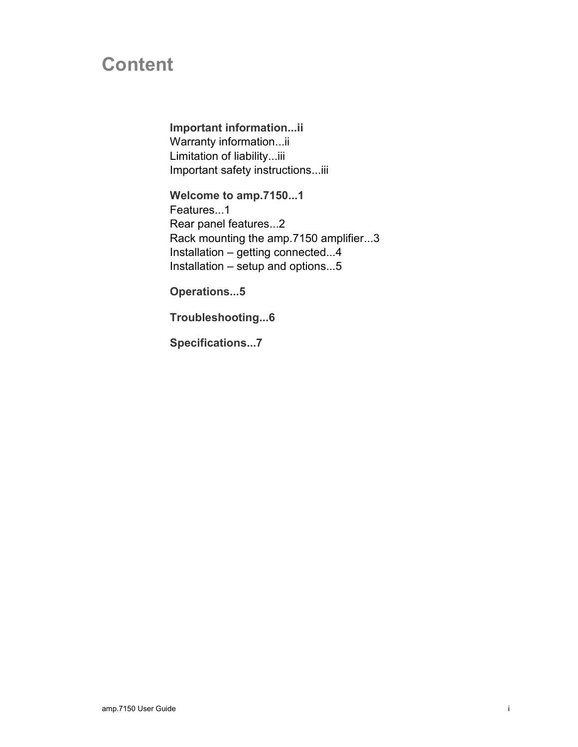# Content

**Important information...ii**
Warranty information...ii
Limitation of liability...iii
Important safety instructions...iii

**Welcome to amp.7150...1**
Features...1
Rear panel features...2
Rack mounting the amp.7150 amplifier...3
Installation – getting connected...4
Installation – setup and options...5

**Operations...5**

**Troubleshooting...6**

**Specifications...7**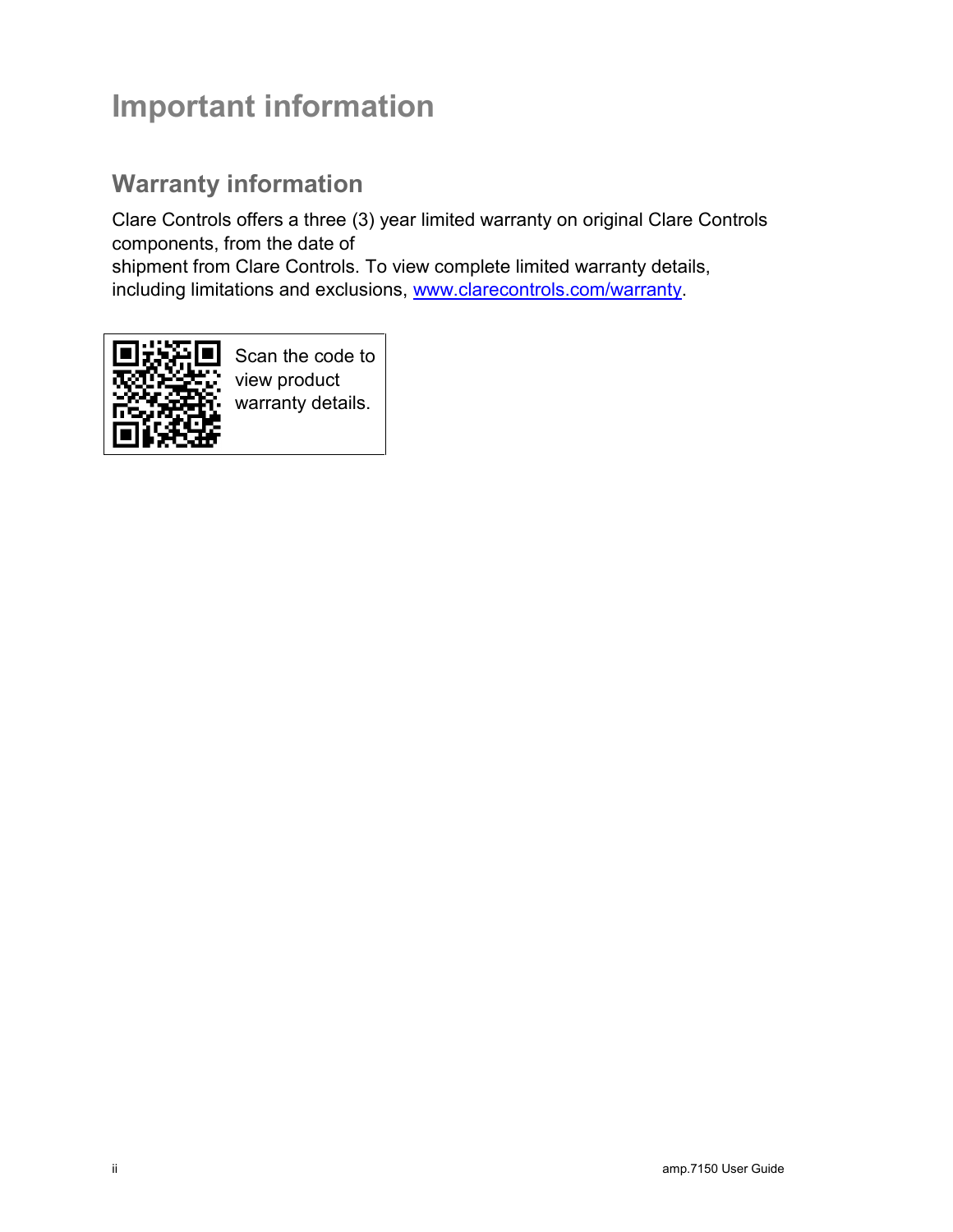# Important information

## Warranty information

Clare Controls offers a three (3) year limited warranty on original Clare Controls components, from the date of shipment from Clare Controls. To view complete limited warranty details, including limitations and exclusions, [www.clarecontrols.com/warranty](www.clarecontrols.com/warranty).

Scan the code to view product warranty details.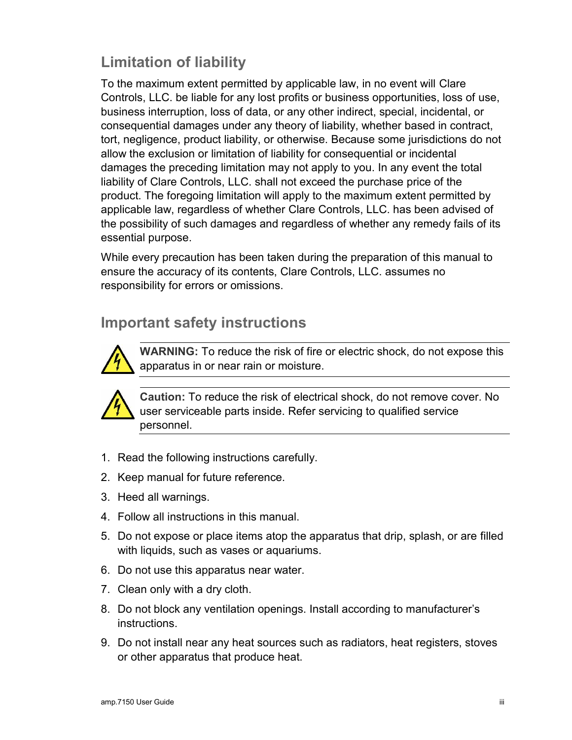## Limitation of liability

To the maximum extent permitted by applicable law, in no event will Clare Controls, LLC. be liable for any lost profits or business opportunities, loss of use, business interruption, loss of data, or any other indirect, special, incidental, or consequential damages under any theory of liability, whether based in contract, tort, negligence, product liability, or otherwise. Because some jurisdictions do not allow the exclusion or limitation of liability for consequential or incidental damages the preceding limitation may not apply to you. In any event the total liability of Clare Controls, LLC. shall not exceed the purchase price of the product. The foregoing limitation will apply to the maximum extent permitted by applicable law, regardless of whether Clare Controls, LLC. has been advised of the possibility of such damages and regardless of whether any remedy fails of its essential purpose.

While every precaution has been taken during the preparation of this manual to ensure the accuracy of its contents, Clare Controls, LLC. assumes no responsibility for errors or omissions.

## Important safety instructions

**WARNING:** To reduce the risk of fire or electric shock, do not expose this apparatus in or near rain or moisture.

**Caution:** To reduce the risk of electrical shock, do not remove cover. No user serviceable parts inside. Refer servicing to qualified service personnel.

1. Read the following instructions carefully.
2. Keep manual for future reference.
3. Heed all warnings.
4. Follow all instructions in this manual.
5. Do not expose or place items atop the apparatus that drip, splash, or are filled with liquids, such as vases or aquariums.
6. Do not use this apparatus near water.
7. Clean only with a dry cloth.
8. Do not block any ventilation openings. Install according to manufacturer's instructions.
9. Do not install near any heat sources such as radiators, heat registers, stoves or other apparatus that produce heat.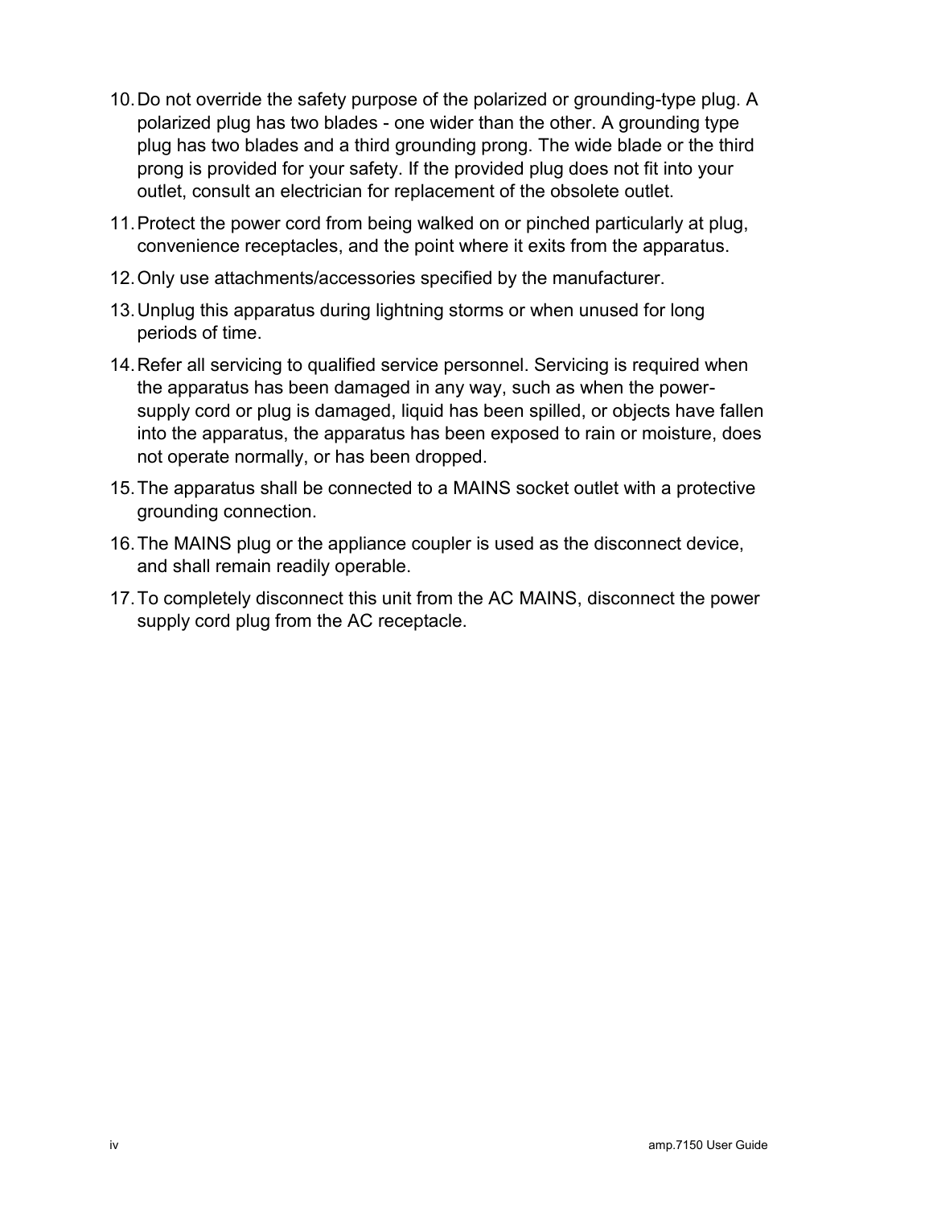10. Do not override the safety purpose of the polarized or grounding-type plug. A polarized plug has two blades - one wider than the other. A grounding type plug has two blades and a third grounding prong. The wide blade or the third prong is provided for your safety. If the provided plug does not fit into your outlet, consult an electrician for replacement of the obsolete outlet.
11. Protect the power cord from being walked on or pinched particularly at plug, convenience receptacles, and the point where it exits from the apparatus.
12. Only use attachments/accessories specified by the manufacturer.
13. Unplug this apparatus during lightning storms or when unused for long periods of time.
14. Refer all servicing to qualified service personnel. Servicing is required when the apparatus has been damaged in any way, such as when the power-supply cord or plug is damaged, liquid has been spilled, or objects have fallen into the apparatus, the apparatus has been exposed to rain or moisture, does not operate normally, or has been dropped.
15. The apparatus shall be connected to a MAINS socket outlet with a protective grounding connection.
16. The MAINS plug or the appliance coupler is used as the disconnect device, and shall remain readily operable.
17. To completely disconnect this unit from the AC MAINS, disconnect the power supply cord plug from the AC receptacle.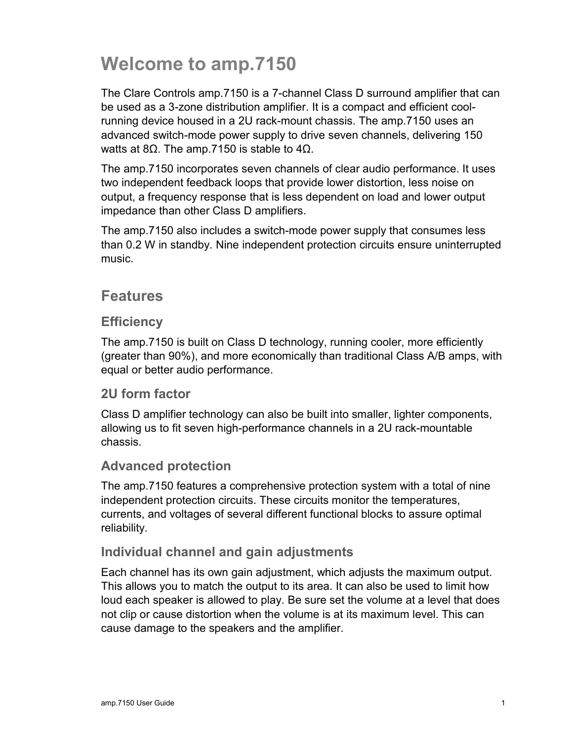# Welcome to amp.7150

The Clare Controls amp.7150 is a 7-channel Class D surround amplifier that can be used as a 3-zone distribution amplifier. It is a compact and efficient cool-running device housed in a 2U rack-mount chassis. The amp.7150 uses an advanced switch-mode power supply to drive seven channels, delivering 150 watts at 8Ω. The amp.7150 is stable to 4Ω.

The amp.7150 incorporates seven channels of clear audio performance. It uses two independent feedback loops that provide lower distortion, less noise on output, a frequency response that is less dependent on load and lower output impedance than other Class D amplifiers.

The amp.7150 also includes a switch-mode power supply that consumes less than 0.2 W in standby. Nine independent protection circuits ensure uninterrupted music.

## Features

### Efficiency

The amp.7150 is built on Class D technology, running cooler, more efficiently (greater than 90%), and more economically than traditional Class A/B amps, with equal or better audio performance.

### 2U form factor

Class D amplifier technology can also be built into smaller, lighter components, allowing us to fit seven high-performance channels in a 2U rack-mountable chassis.

### Advanced protection

The amp.7150 features a comprehensive protection system with a total of nine independent protection circuits. These circuits monitor the temperatures, currents, and voltages of several different functional blocks to assure optimal reliability.

### Individual channel and gain adjustments

Each channel has its own gain adjustment, which adjusts the maximum output. This allows you to match the output to its area. It can also be used to limit how loud each speaker is allowed to play. Be sure set the volume at a level that does not clip or cause distortion when the volume is at its maximum level. This can cause damage to the speakers and the amplifier.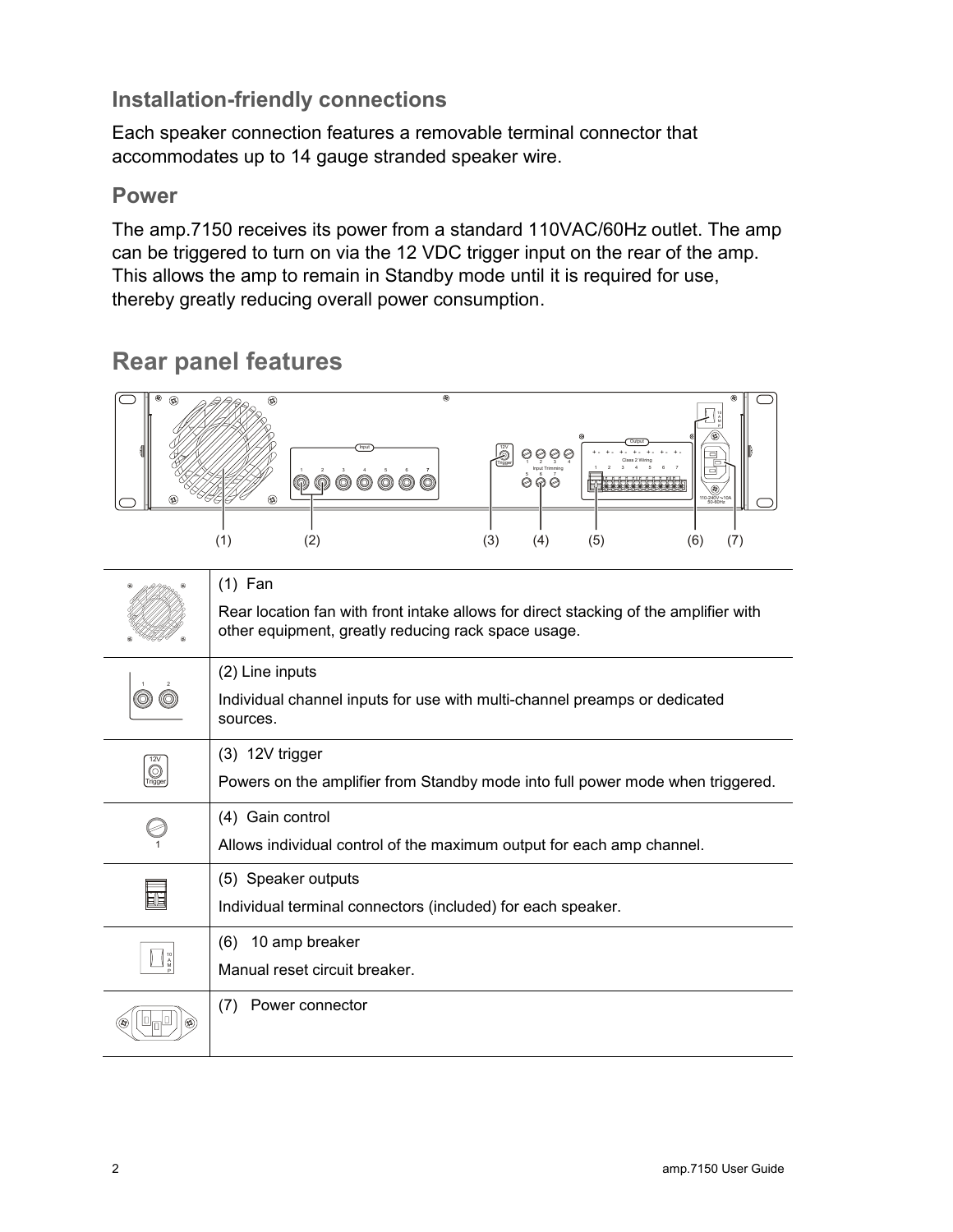## Installation-friendly connections

Each speaker connection features a removable terminal connector that accommodates up to 14 gauge stranded speaker wire.

## Power

The amp.7150 receives its power from a standard 110VAC/60Hz outlet. The amp can be triggered to turn on via the 12 VDC trigger input on the rear of the amp. This allows the amp to remain in Standby mode until it is required for use, thereby greatly reducing overall power consumption.

# Rear panel features

| | |
|---|---|
| | (1) Fan<br><br>Rear location fan with front intake allows for direct stacking of the amplifier with other equipment, greatly reducing rack space usage. |
| | (2) Line inputs<br><br>Individual channel inputs for use with multi-channel preamps or dedicated sources. |
| | (3) 12V trigger<br><br>Powers on the amplifier from Standby mode into full power mode when triggered. |
| | (4) Gain control<br><br>Allows individual control of the maximum output for each amp channel. |
| | (5) Speaker outputs<br><br>Individual terminal connectors (included) for each speaker. |
| | (6) 10 amp breaker<br><br>Manual reset circuit breaker. |
| | (7) Power connector |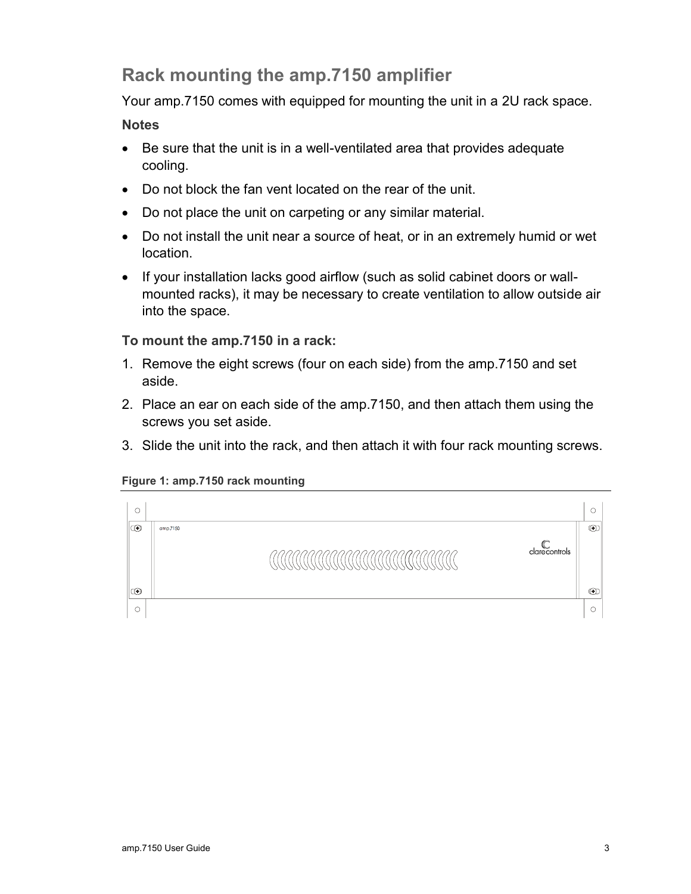## Rack mounting the amp.7150 amplifier

Your amp.7150 comes with equipped for mounting the unit in a 2U rack space.

**Notes**

- Be sure that the unit is in a well-ventilated area that provides adequate cooling.
- Do not block the fan vent located on the rear of the unit.
- Do not place the unit on carpeting or any similar material.
- Do not install the unit near a source of heat, or in an extremely humid or wet location.
- If your installation lacks good airflow (such as solid cabinet doors or wall-mounted racks), it may be necessary to create ventilation to allow outside air into the space.

**To mount the amp.7150 in a rack:**

1. Remove the eight screws (four on each side) from the amp.7150 and set aside.
2. Place an ear on each side of the amp.7150, and then attach them using the screws you set aside.
3. Slide the unit into the rack, and then attach it with four rack mounting screws.

**Figure 1: amp.7150 rack mounting**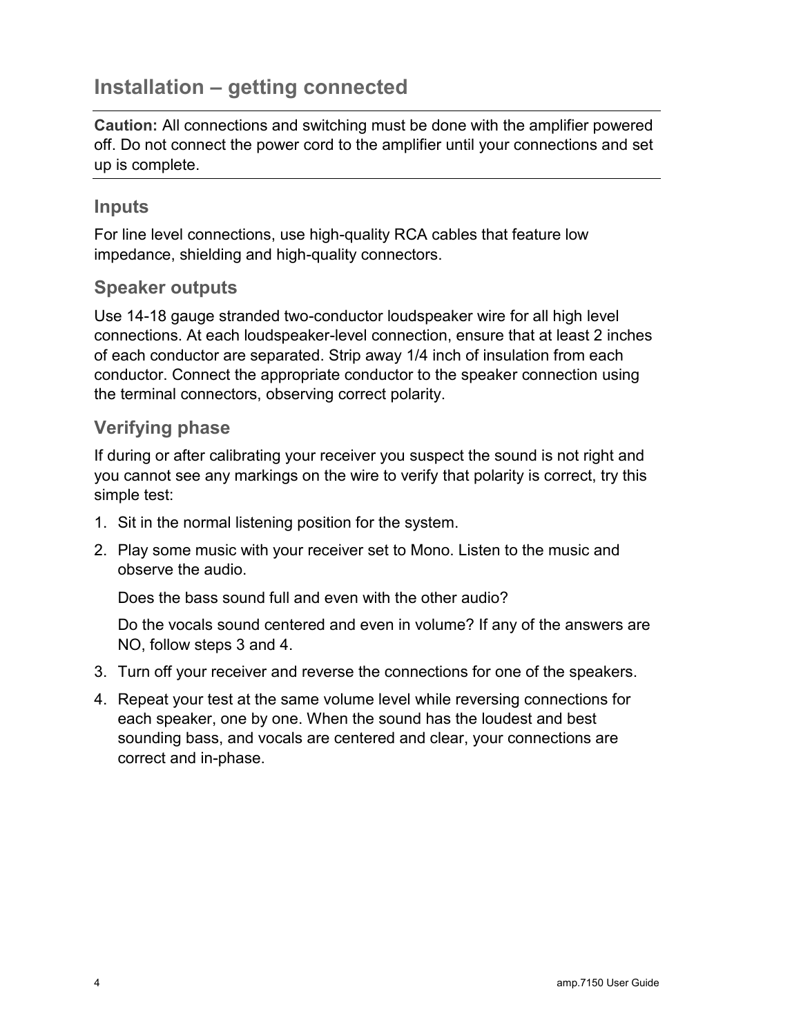# Installation – getting connected

**Caution:** All connections and switching must be done with the amplifier powered off. Do not connect the power cord to the amplifier until your connections and set up is complete.

## Inputs

For line level connections, use high-quality RCA cables that feature low impedance, shielding and high-quality connectors.

## Speaker outputs

Use 14-18 gauge stranded two-conductor loudspeaker wire for all high level connections. At each loudspeaker-level connection, ensure that at least 2 inches of each conductor are separated. Strip away 1/4 inch of insulation from each conductor. Connect the appropriate conductor to the speaker connection using the terminal connectors, observing correct polarity.

## Verifying phase

If during or after calibrating your receiver you suspect the sound is not right and you cannot see any markings on the wire to verify that polarity is correct, try this simple test:

1. Sit in the normal listening position for the system.
2. Play some music with your receiver set to Mono. Listen to the music and observe the audio.

   Does the bass sound full and even with the other audio?

   Do the vocals sound centered and even in volume? If any of the answers are NO, follow steps 3 and 4.
3. Turn off your receiver and reverse the connections for one of the speakers.
4. Repeat your test at the same volume level while reversing connections for each speaker, one by one. When the sound has the loudest and best sounding bass, and vocals are centered and clear, your connections are correct and in-phase.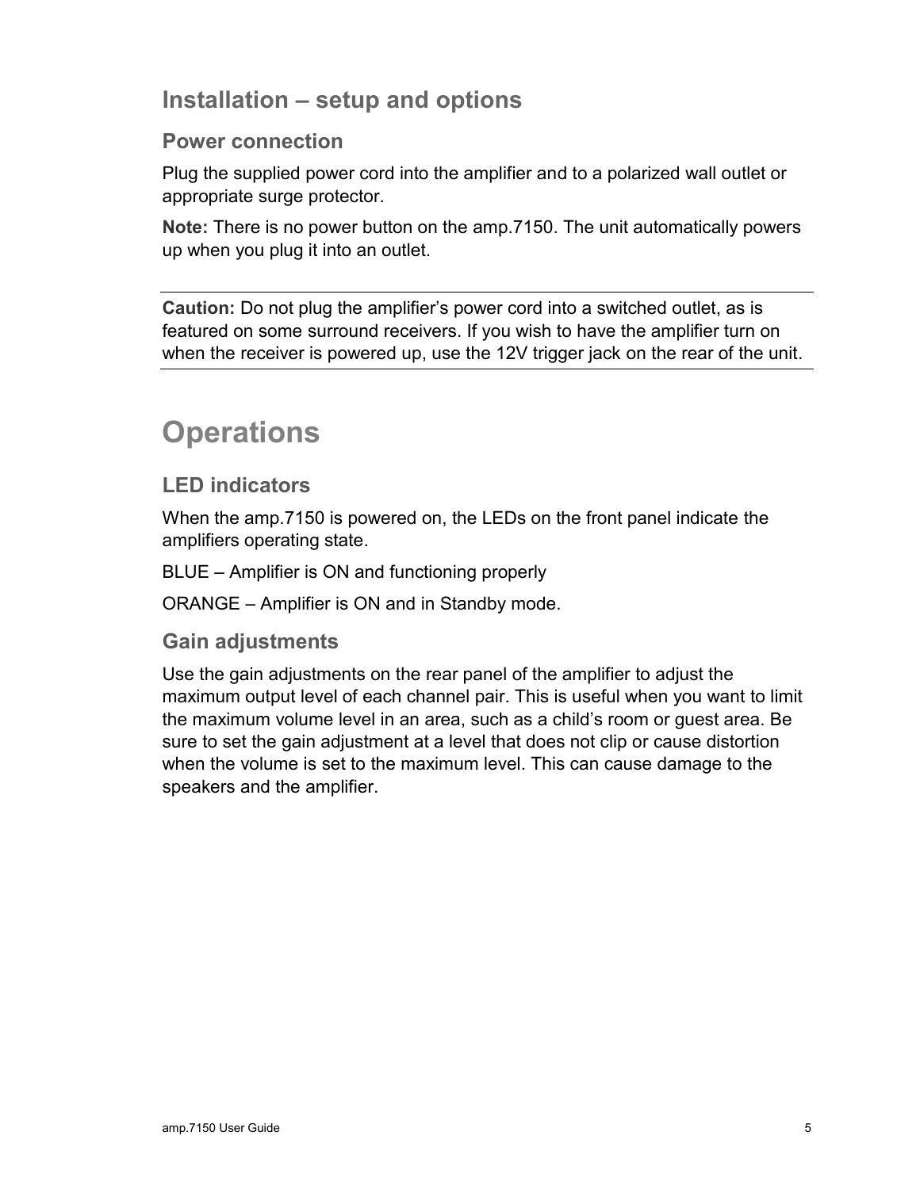## Installation – setup and options

### Power connection

Plug the supplied power cord into the amplifier and to a polarized wall outlet or appropriate surge protector.

**Note:** There is no power button on the amp.7150. The unit automatically powers up when you plug it into an outlet.

---

**Caution:** Do not plug the amplifier's power cord into a switched outlet, as is featured on some surround receivers. If you wish to have the amplifier turn on when the receiver is powered up, use the 12V trigger jack on the rear of the unit.

---

# Operations

### LED indicators

When the amp.7150 is powered on, the LEDs on the front panel indicate the amplifiers operating state.

BLUE – Amplifier is ON and functioning properly

ORANGE – Amplifier is ON and in Standby mode.

### Gain adjustments

Use the gain adjustments on the rear panel of the amplifier to adjust the maximum output level of each channel pair. This is useful when you want to limit the maximum volume level in an area, such as a child's room or guest area. Be sure to set the gain adjustment at a level that does not clip or cause distortion when the volume is set to the maximum level. This can cause damage to the speakers and the amplifier.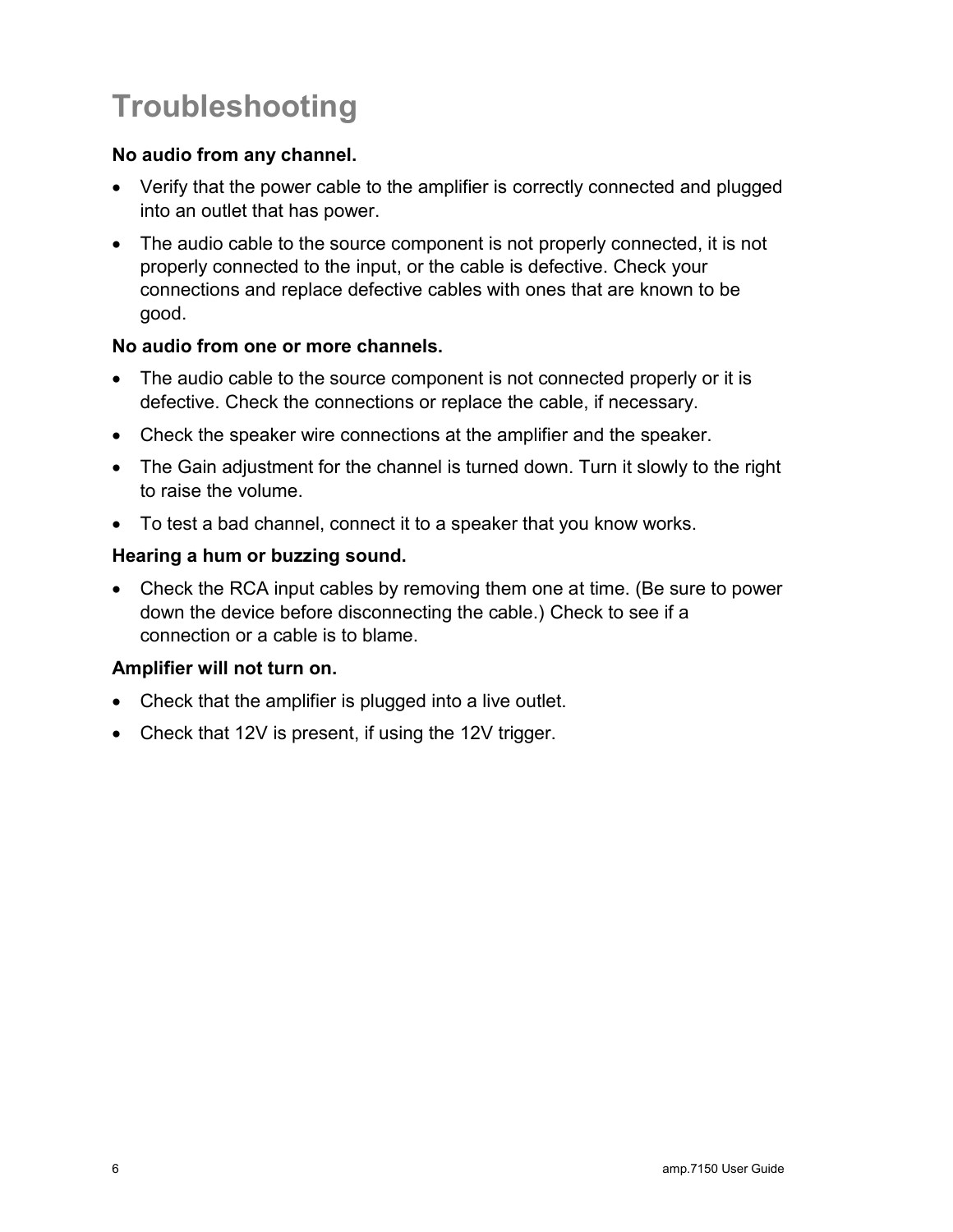# Troubleshooting

**No audio from any channel.**

- Verify that the power cable to the amplifier is correctly connected and plugged into an outlet that has power.
- The audio cable to the source component is not properly connected, it is not properly connected to the input, or the cable is defective. Check your connections and replace defective cables with ones that are known to be good.

**No audio from one or more channels.**

- The audio cable to the source component is not connected properly or it is defective. Check the connections or replace the cable, if necessary.
- Check the speaker wire connections at the amplifier and the speaker.
- The Gain adjustment for the channel is turned down. Turn it slowly to the right to raise the volume.
- To test a bad channel, connect it to a speaker that you know works.

**Hearing a hum or buzzing sound.**

- Check the RCA input cables by removing them one at time. (Be sure to power down the device before disconnecting the cable.) Check to see if a connection or a cable is to blame.

**Amplifier will not turn on.**

- Check that the amplifier is plugged into a live outlet.
- Check that 12V is present, if using the 12V trigger.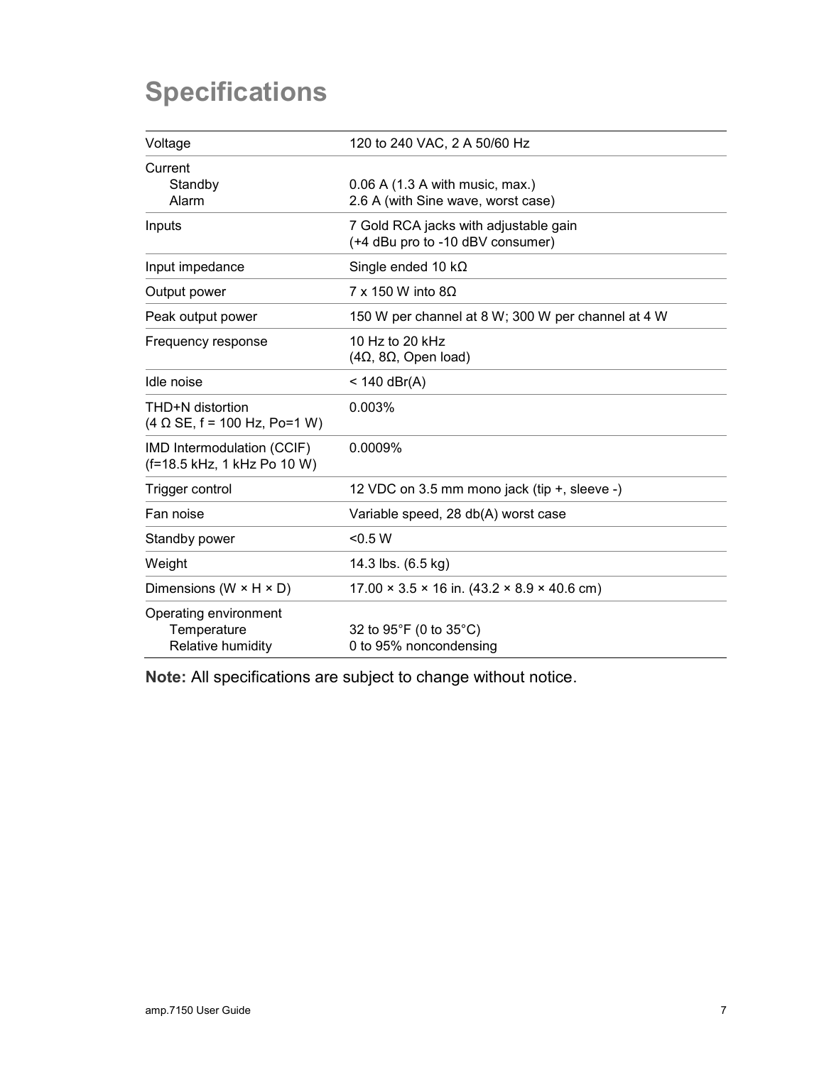# Specifications

| | |
|---|---|
| Voltage | 120 to 240 VAC, 2 A 50/60 Hz |
| Current<br>Standby<br>Alarm | <br>0.06 A (1.3 A with music, max.)<br>2.6 A (with Sine wave, worst case) |
| Inputs | 7 Gold RCA jacks with adjustable gain<br>(+4 dBu pro to -10 dBV consumer) |
| Input impedance | Single ended 10 kΩ |
| Output power | 7 x 150 W into 8Ω |
| Peak output power | 150 W per channel at 8 W; 300 W per channel at 4 W |
| Frequency response | 10 Hz to 20 kHz<br>(4Ω, 8Ω, Open load) |
| Idle noise | < 140 dBr(A) |
| THD+N distortion<br>(4 Ω SE, f = 100 Hz, Po=1 W) | 0.003% |
| IMD Intermodulation (CCIF)<br>(f=18.5 kHz, 1 kHz Po 10 W) | 0.0009% |
| Trigger control | 12 VDC on 3.5 mm mono jack (tip +, sleeve -) |
| Fan noise | Variable speed, 28 db(A) worst case |
| Standby power | <0.5 W |
| Weight | 14.3 lbs. (6.5 kg) |
| Dimensions (W × H × D) | 17.00 × 3.5 × 16 in. (43.2 × 8.9 × 40.6 cm) |
| Operating environment<br>Temperature<br>Relative humidity | <br>32 to 95°F (0 to 35°C)<br>0 to 95% noncondensing |

**Note:** All specifications are subject to change without notice.